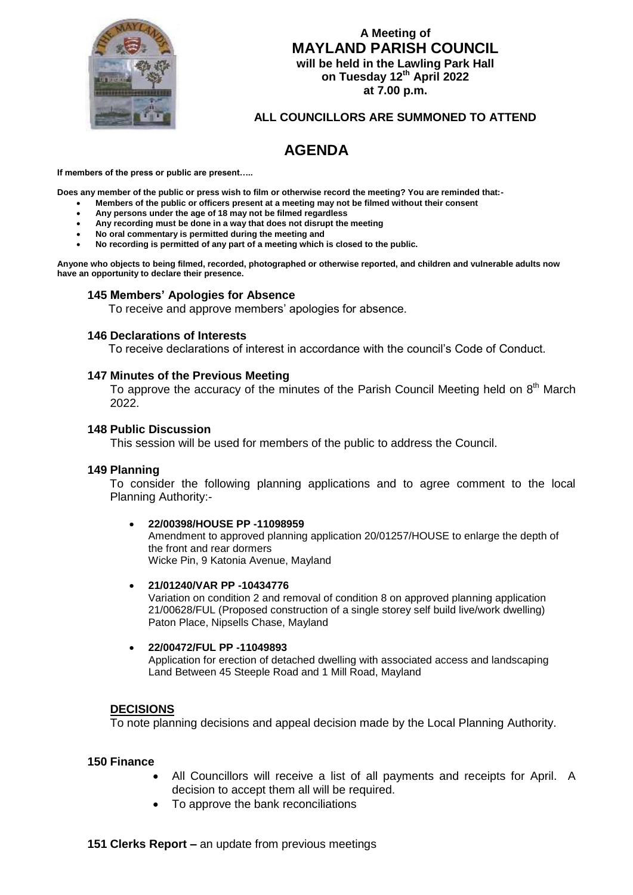**A Meeting of**

# MAYLAND PARISH COUNCIL

**will be held in the Lawling Park Hall**
**on Tuesday 12th April 2022**
**at 7.00 p.m.**

**ALL COUNCILLORS ARE SUMMONED TO ATTEND**

# AGENDA

**If members of the press or public are present…..**

**Does any member of the public or press wish to film or otherwise record the meeting? You are reminded that:-**

- **Members of the public or officers present at a meeting may not be filmed without their consent**
- **Any persons under the age of 18 may not be filmed regardless**
- **Any recording must be done in a way that does not disrupt the meeting**
- **No oral commentary is permitted during the meeting and**
- **No recording is permitted of any part of a meeting which is closed to the public.**

**Anyone who objects to being filmed, recorded, photographed or otherwise reported, and children and vulnerable adults now have an opportunity to declare their presence.**

### 145 Members' Apologies for Absence

To receive and approve members' apologies for absence.

### 146 Declarations of Interests

To receive declarations of interest in accordance with the council's Code of Conduct.

### 147 Minutes of the Previous Meeting

To approve the accuracy of the minutes of the Parish Council Meeting held on 8th March 2022.

### 148 Public Discussion

This session will be used for members of the public to address the Council.

### 149 Planning

To consider the following planning applications and to agree comment to the local Planning Authority:-

- **22/00398/HOUSE PP -11098959**
  Amendment to approved planning application 20/01257/HOUSE to enlarge the depth of the front and rear dormers
  Wicke Pin, 9 Katonia Avenue, Mayland

- **21/01240/VAR PP -10434776**
  Variation on condition 2 and removal of condition 8 on approved planning application 21/00628/FUL (Proposed construction of a single storey self build live/work dwelling)
  Paton Place, Nipsells Chase, Mayland

- **22/00472/FUL PP -11049893**
  Application for erection of detached dwelling with associated access and landscaping
  Land Between 45 Steeple Road and 1 Mill Road, Mayland

**DECISIONS**

To note planning decisions and appeal decision made by the Local Planning Authority.

### 150 Finance

- All Councillors will receive a list of all payments and receipts for April. A decision to accept them all will be required.
- To approve the bank reconciliations

**151 Clerks Report –** an update from previous meetings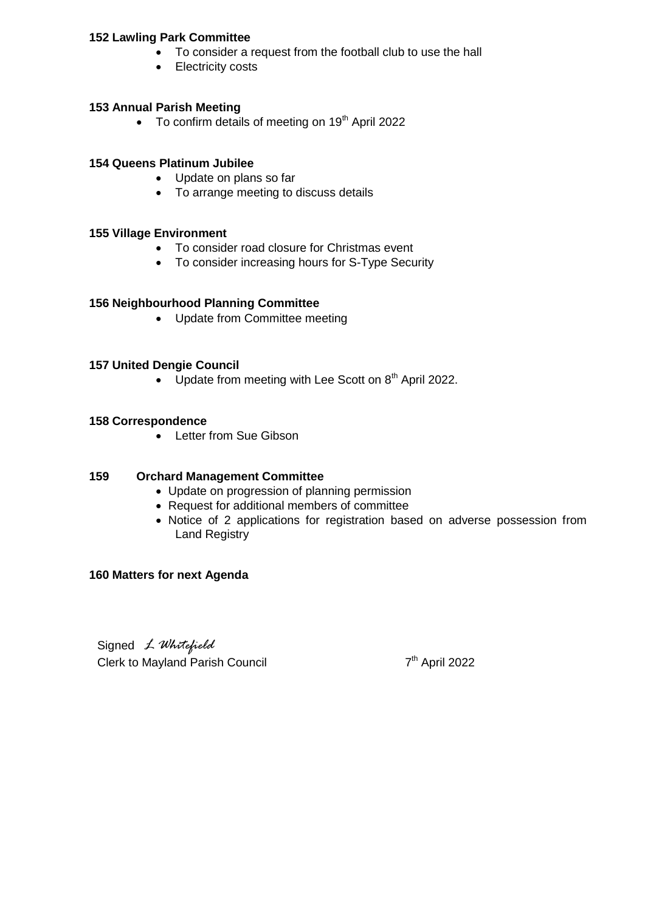**152 Lawling Park Committee**

- To consider a request from the football club to use the hall
- Electricity costs

**153 Annual Parish Meeting**

- To confirm details of meeting on 19th April 2022

**154 Queens Platinum Jubilee**

- Update on plans so far
- To arrange meeting to discuss details

**155 Village Environment**

- To consider road closure for Christmas event
- To consider increasing hours for S-Type Security

**156 Neighbourhood Planning Committee**

- Update from Committee meeting

**157 United Dengie Council**

- Update from meeting with Lee Scott on 8th April 2022.

**158 Correspondence**

- Letter from Sue Gibson

**159 Orchard Management Committee**

- Update on progression of planning permission
- Request for additional members of committee
- Notice of 2 applications for registration based on adverse possession from Land Registry

**160 Matters for next Agenda**

Signed *L Whitefield*
Clerk to Mayland Parish Council 7th April 2022